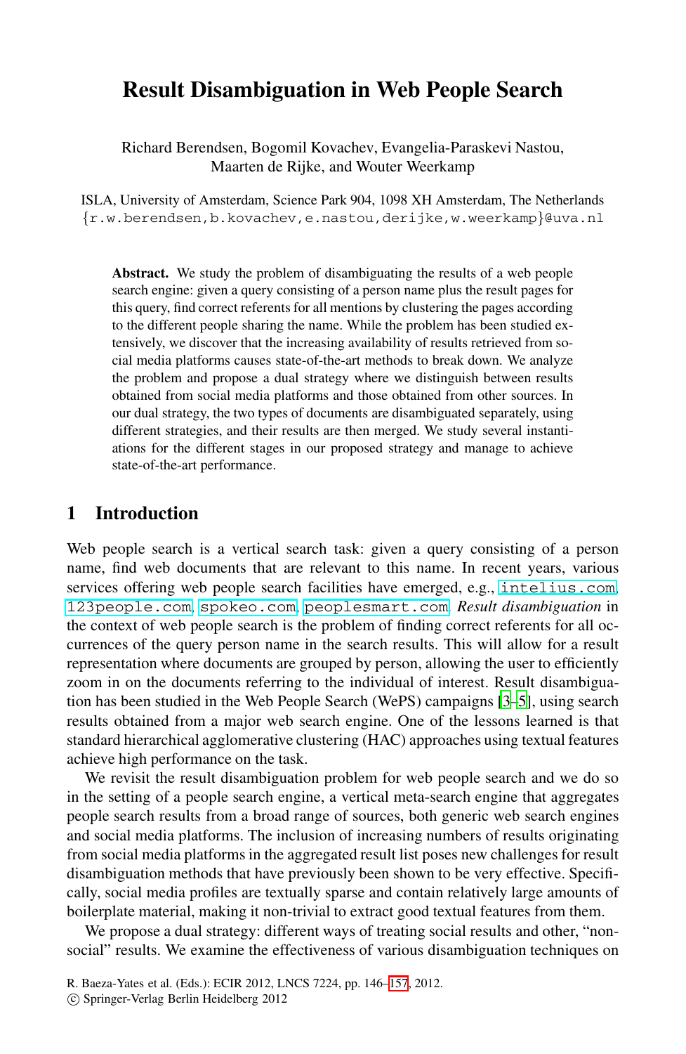# Result Disambiguation in Web People Search

Richard Berendsen, Bogomil Kovachev, Evangelia-Paraskevi Nastou, Maarten de Rijke, and Wouter Weerkamp

ISLA, University of Amsterdam, Science Park 904, 1098 XH Amsterdam, The Netherlands
{r.w.berendsen,b.kovachev,e.nastou,derijke,w.weerkamp}@uva.nl

**Abstract.** We study the problem of disambiguating the results of a web people search engine: given a query consisting of a person name plus the result pages for this query, find correct referents for all mentions by clustering the pages according to the different people sharing the name. While the problem has been studied extensively, we discover that the increasing availability of results retrieved from social media platforms causes state-of-the-art methods to break down. We analyze the problem and propose a dual strategy where we distinguish between results obtained from social media platforms and those obtained from other sources. In our dual strategy, the two types of documents are disambiguated separately, using different strategies, and their results are then merged. We study several instantiations for the different stages in our proposed strategy and manage to achieve state-of-the-art performance.

## 1 Introduction

Web people search is a vertical search task: given a query consisting of a person name, find web documents that are relevant to this name. In recent years, various services offering web people search facilities have emerged, e.g., intelius.com, 123people.com, spokeo.com, peoplesmart.com. *Result disambiguation* in the context of web people search is the problem of finding correct referents for all occurrences of the query person name in the search results. This will allow for a result representation where documents are grouped by person, allowing the user to efficiently zoom in on the documents referring to the individual of interest. Result disambiguation has been studied in the Web People Search (WePS) campaigns [3–5], using search results obtained from a major web search engine. One of the lessons learned is that standard hierarchical agglomerative clustering (HAC) approaches using textual features achieve high performance on the task.

We revisit the result disambiguation problem for web people search and we do so in the setting of a people search engine, a vertical meta-search engine that aggregates people search results from a broad range of sources, both generic web search engines and social media platforms. The inclusion of increasing numbers of results originating from social media platforms in the aggregated result list poses new challenges for result disambiguation methods that have previously been shown to be very effective. Specifically, social media profiles are textually sparse and contain relatively large amounts of boilerplate material, making it non-trivial to extract good textual features from them.

We propose a dual strategy: different ways of treating social results and other, "non-social" results. We examine the effectiveness of various disambiguation techniques on

R. Baeza-Yates et al. (Eds.): ECIR 2012, LNCS 7224, pp. 146–157, 2012.
© Springer-Verlag Berlin Heidelberg 2012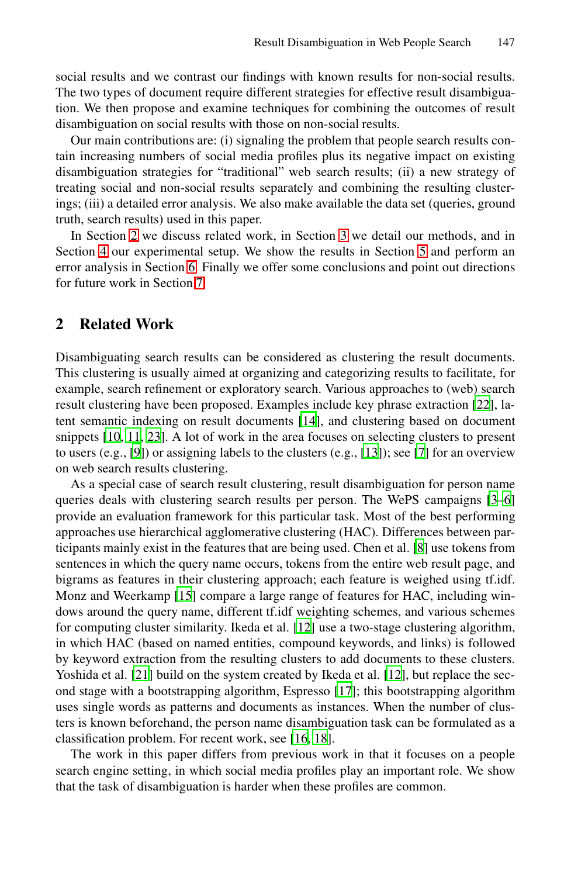social results and we contrast our findings with known results for non-social results. The two types of document require different strategies for effective result disambiguation. We then propose and examine techniques for combining the outcomes of result disambiguation on social results with those on non-social results.

Our main contributions are: (i) signaling the problem that people search results contain increasing numbers of social media profiles plus its negative impact on existing disambiguation strategies for "traditional" web search results; (ii) a new strategy of treating social and non-social results separately and combining the resulting clusterings; (iii) a detailed error analysis. We also make available the data set (queries, ground truth, search results) used in this paper.

In Section 2 we discuss related work, in Section 3 we detail our methods, and in Section 4 our experimental setup. We show the results in Section 5 and perform an error analysis in Section 6. Finally we offer some conclusions and point out directions for future work in Section 7.

## 2 Related Work

Disambiguating search results can be considered as clustering the result documents. This clustering is usually aimed at organizing and categorizing results to facilitate, for example, search refinement or exploratory search. Various approaches to (web) search result clustering have been proposed. Examples include key phrase extraction [22], latent semantic indexing on result documents [14], and clustering based on document snippets [10, 11, 23]. A lot of work in the area focuses on selecting clusters to present to users (e.g., [9]) or assigning labels to the clusters (e.g., [13]); see [7] for an overview on web search results clustering.

As a special case of search result clustering, result disambiguation for person name queries deals with clustering search results per person. The WePS campaigns [3–6] provide an evaluation framework for this particular task. Most of the best performing approaches use hierarchical agglomerative clustering (HAC). Differences between participants mainly exist in the features that are being used. Chen et al. [8] use tokens from sentences in which the query name occurs, tokens from the entire web result page, and bigrams as features in their clustering approach; each feature is weighed using tf.idf. Monz and Weerkamp [15] compare a large range of features for HAC, including windows around the query name, different tf.idf weighting schemes, and various schemes for computing cluster similarity. Ikeda et al. [12] use a two-stage clustering algorithm, in which HAC (based on named entities, compound keywords, and links) is followed by keyword extraction from the resulting clusters to add documents to these clusters. Yoshida et al. [21] build on the system created by Ikeda et al. [12], but replace the second stage with a bootstrapping algorithm, Espresso [17]; this bootstrapping algorithm uses single words as patterns and documents as instances. When the number of clusters is known beforehand, the person name disambiguation task can be formulated as a classification problem. For recent work, see [16, 18].

The work in this paper differs from previous work in that it focuses on a people search engine setting, in which social media profiles play an important role. We show that the task of disambiguation is harder when these profiles are common.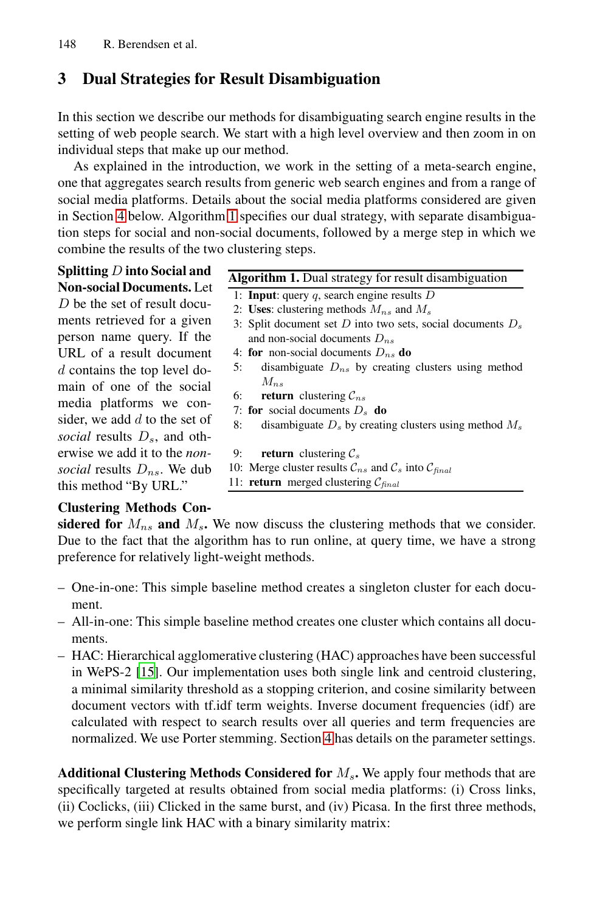## 3 Dual Strategies for Result Disambiguation

In this section we describe our methods for disambiguating search engine results in the setting of web people search. We start with a high level overview and then zoom in on individual steps that make up our method.

As explained in the introduction, we work in the setting of a meta-search engine, one that aggregates search results from generic web search engines and from a range of social media platforms. Details about the social media platforms considered are given in Section 4 below. Algorithm 1 specifies our dual strategy, with separate disambiguation steps for social and non-social documents, followed by a merge step in which we combine the results of the two clustering steps.

**Algorithm 1.** Dual strategy for result disambiguation

```
1:  Input: query q, search engine results D
2:  Uses: clustering methods M_ns and M_s
3:  Split document set D into two sets, social documents D_s
    and non-social documents D_ns
4:  for non-social documents D_ns do
5:      disambiguate D_ns by creating clusters using method
        M_ns
6:      return clustering C_ns
7:  for social documents D_s do
8:      disambiguate D_s by creating clusters using method M_s

9:      return clustering C_s
10: Merge cluster results C_ns and C_s into C_final
11: return merged clustering C_final
```

**Splitting $D$ into Social and Non-social Documents.** Let $D$ be the set of result documents retrieved for a given person name query. If the URL of a result document $d$ contains the top level domain of one of the social media platforms we consider, we add $d$ to the set of *social* results $D_s$, and otherwise we add it to the *non-social* results $D_{ns}$. We dub this method "By URL."

**Clustering Methods Considered for $M_{ns}$ and $M_s$.** We now discuss the clustering methods that we consider. Due to the fact that the algorithm has to run online, at query time, we have a strong preference for relatively light-weight methods.

- One-in-one: This simple baseline method creates a singleton cluster for each document.
- All-in-one: This simple baseline method creates one cluster which contains all documents.
- HAC: Hierarchical agglomerative clustering (HAC) approaches have been successful in WePS-2 [15]. Our implementation uses both single link and centroid clustering, a minimal similarity threshold as a stopping criterion, and cosine similarity between document vectors with tf.idf term weights. Inverse document frequencies (idf) are calculated with respect to search results over all queries and term frequencies are normalized. We use Porter stemming. Section 4 has details on the parameter settings.

**Additional Clustering Methods Considered for $M_s$.** We apply four methods that are specifically targeted at results obtained from social media platforms: (i) Cross links, (ii) Coclicks, (iii) Clicked in the same burst, and (iv) Picasa. In the first three methods, we perform single link HAC with a binary similarity matrix: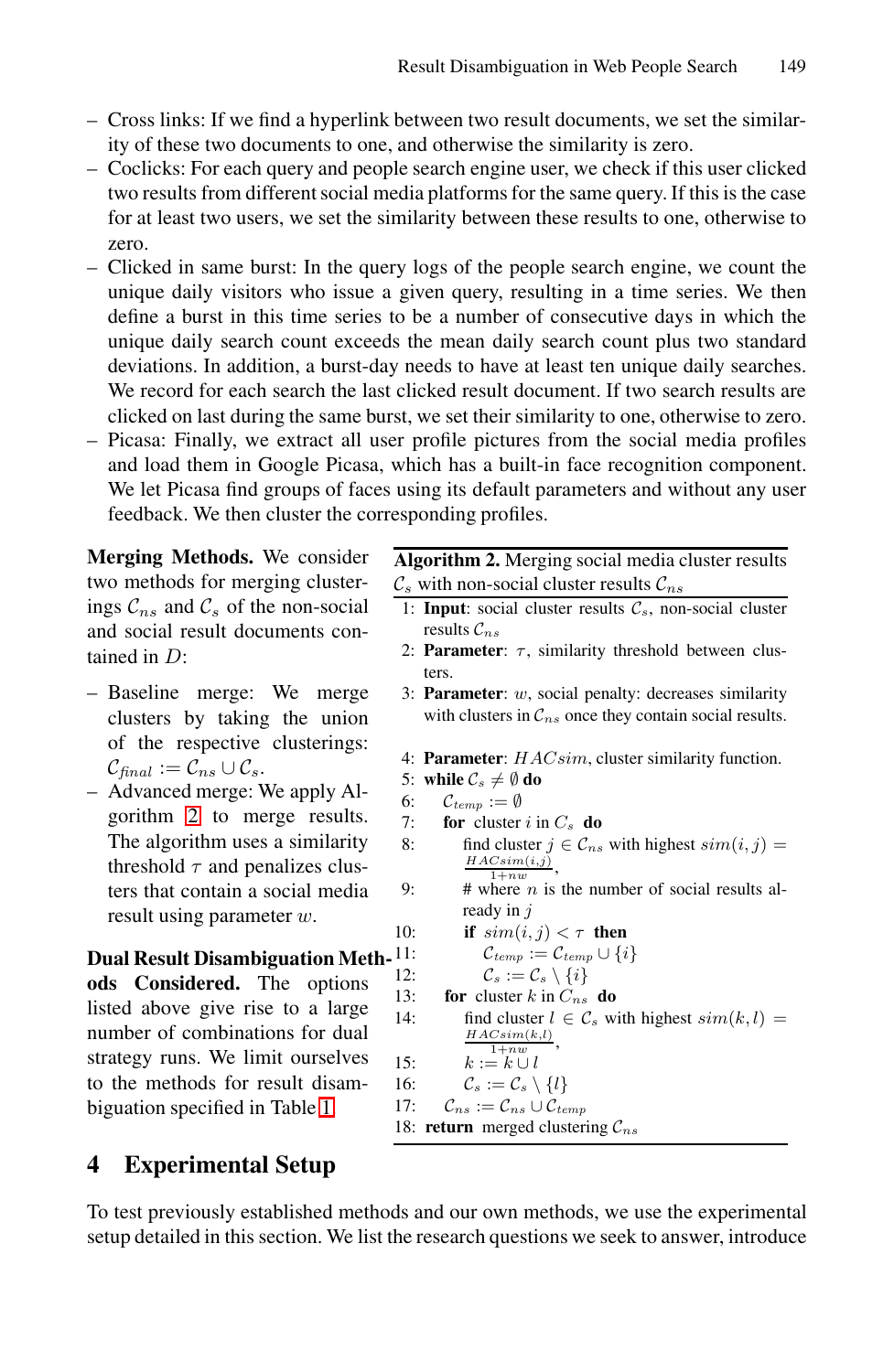– Cross links: If we find a hyperlink between two result documents, we set the similarity of these two documents to one, and otherwise the similarity is zero.
– Coclicks: For each query and people search engine user, we check if this user clicked two results from different social media platforms for the same query. If this is the case for at least two users, we set the similarity between these results to one, otherwise to zero.
– Clicked in same burst: In the query logs of the people search engine, we count the unique daily visitors who issue a given query, resulting in a time series. We then define a burst in this time series to be a number of consecutive days in which the unique daily search count exceeds the mean daily search count plus two standard deviations. In addition, a burst-day needs to have at least ten unique daily searches. We record for each search the last clicked result document. If two search results are clicked on last during the same burst, we set their similarity to one, otherwise to zero.
– Picasa: Finally, we extract all user profile pictures from the social media profiles and load them in Google Picasa, which has a built-in face recognition component. We let Picasa find groups of faces using its default parameters and without any user feedback. We then cluster the corresponding profiles.

**Merging Methods.** We consider two methods for merging clusterings $\mathcal{C}_{ns}$ and $\mathcal{C}_s$ of the non-social and social result documents contained in $D$:

– Baseline merge: We merge clusters by taking the union of the respective clusterings: $\mathcal{C}_{final} := \mathcal{C}_{ns} \cup \mathcal{C}_s$.
– Advanced merge: We apply Algorithm 2 to merge results. The algorithm uses a similarity threshold $\tau$ and penalizes clusters that contain a social media result using $w$.

**Algorithm 2.** Merging social media cluster results $\mathcal{C}_s$ with non-social cluster results $\mathcal{C}_{ns}$

```
1: Input: social cluster results C_s, non-social cluster results C_ns
2: Parameter: τ, similarity threshold between clusters.
3: Parameter: w, social penalty: decreases similarity with clusters in C_ns once they contain social results.
4: Parameter: HACsim, cluster similarity function.
5: while C_s ≠ ∅ do
6:    C_temp := ∅
7:    for cluster i in C_s do
8:       find cluster j ∈ C_ns with highest sim(i,j) = HACsim(i,j) / (1+nw),
9:       # where n is the number of social results already in j
10:      if sim(i,j) < τ then
11:         C_temp := C_temp ∪ {i}
12:         C_s := C_s \ {i}
13:   for cluster k in C_ns do
14:      find cluster l ∈ C_s with highest sim(k,l) = HACsim(k,l) / (1+nw),
15:      k := k ∪ l
16:      C_s := C_s \ {l}
17:   C_ns := C_ns ∪ C_temp
18: return merged clustering C_ns
```

**Dual Result Disambiguation Methods Considered.** The options listed above give rise to a large number of combinations for dual strategy runs. We limit ourselves to the methods for result disambiguation specified in Table 1.

## 4 Experimental Setup

To test previously established methods and our own methods, we use the experimental setup detailed in this section. We list the research questions we seek to answer, introduce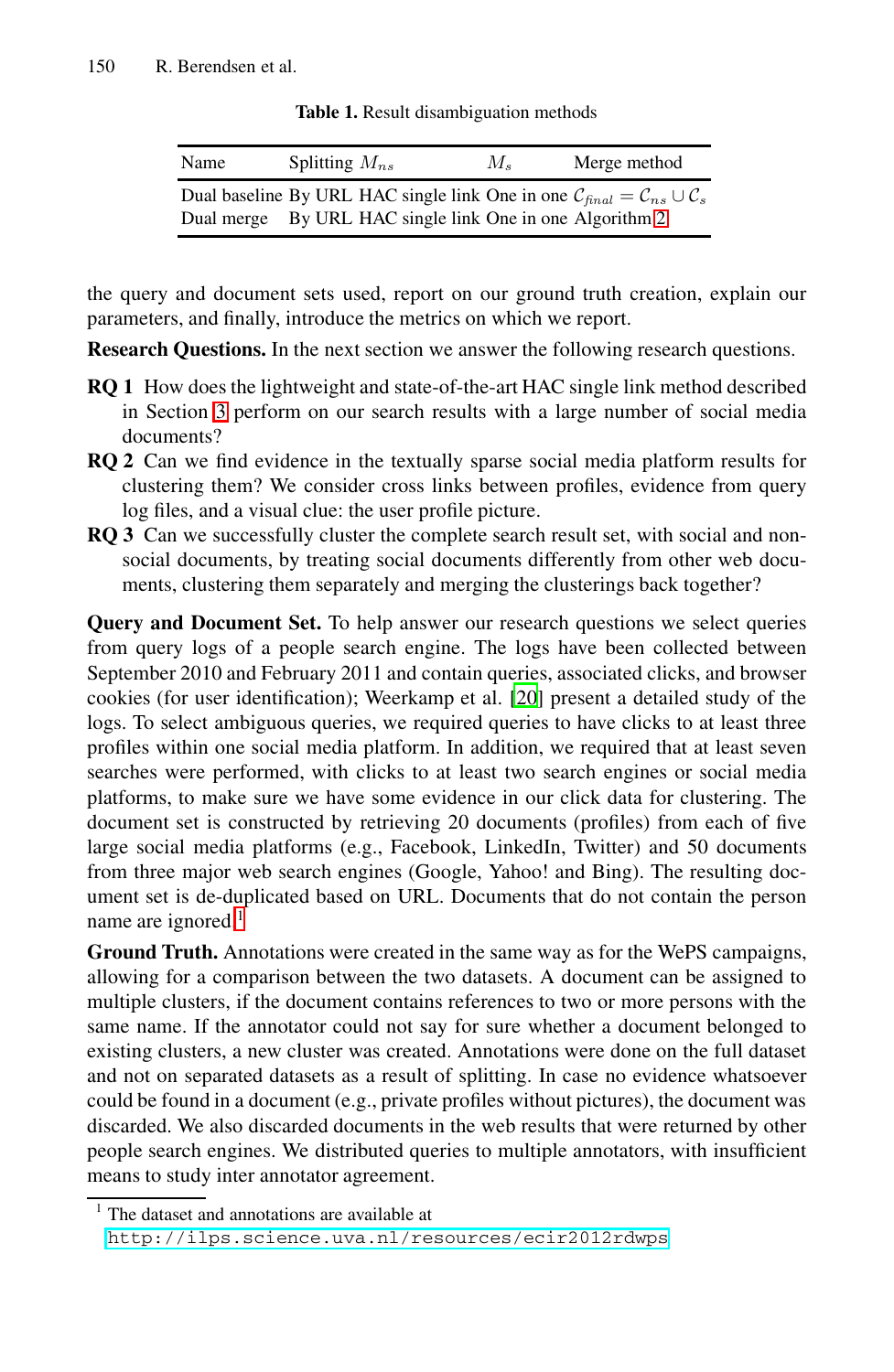**Table 1.** Result disambiguation methods

| Name | Splitting $M_{ns}$ | $M_s$ | Merge method |
|---|---|---|---|
| Dual baseline | By URL HAC single link | One in one | $\mathcal{C}_{final} = \mathcal{C}_{ns} \cup \mathcal{C}_s$ |
| Dual merge | By URL HAC single link | One in one | Algorithm 2 |

the query and document sets used, report on our ground truth creation, explain our parameters, and finally, introduce the metrics on which we report.

**Research Questions.** In the next section we answer the following research questions.

**RQ 1** How does the lightweight and state-of-the-art HAC single link method described in Section 3 perform on our search results with a large number of social media documents?

**RQ 2** Can we find evidence in the textually sparse social media platform results for clustering them? We consider cross links between profiles, evidence from query log files, and a visual clue: the user profile picture.

**RQ 3** Can we successfully cluster the complete search result set, with social and non-social documents, by treating social documents differently from other web documents, clustering them separately and merging the clusterings back together?

**Query and Document Set.** To help answer our research questions we select queries from query logs of a people search engine. The logs have been collected between September 2010 and February 2011 and contain queries, associated clicks, and browser cookies (for user identification); Weerkamp et al. [20] present a detailed study of the logs. To select ambiguous queries, we required queries to have clicks to at least three profiles within one social media platform. In addition, we required that at least seven searches were performed, with clicks to at least two search engines or social media platforms, to make sure we have some evidence in our click data for clustering. The document set is constructed by retrieving 20 documents (profiles) from each of five large social media platforms (e.g., Facebook, LinkedIn, Twitter) and 50 documents from three major web search engines (Google, Yahoo! and Bing). The resulting document set is de-duplicated based on URL. Documents that do not contain the person name are ignored.[1]

**Ground Truth.** Annotations were created in the same way as for the WePS campaigns, allowing for a comparison between the two datasets. A document can be assigned to multiple clusters, if the document contains references to two or more persons with the same name. If the annotator could not say for sure whether a document belonged to existing clusters, a new cluster was created. Annotations were done on the full dataset and not on separated datasets as a result of splitting. In case no evidence whatsoever could be found in a document (e.g., private profiles without pictures), the document was discarded. We also discarded documents in the web results that were returned by other people search engines. We distributed queries to multiple annotators, with insufficient means to study inter annotator agreement.

[1] The dataset and annotations are available at
http://ilps.science.uva.nl/resources/ecir2012rdwps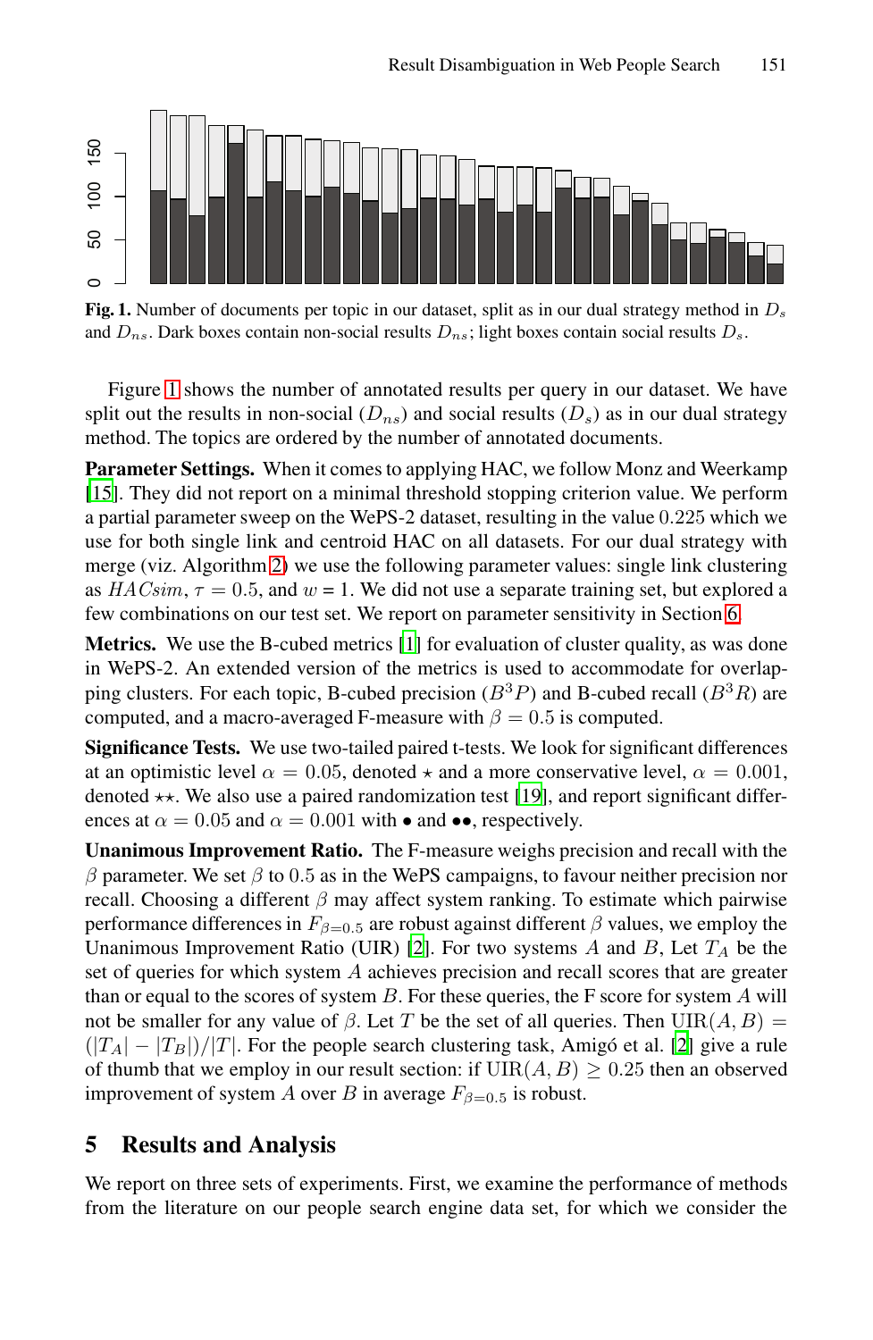**Fig. 1.** Number of documents per topic in our dataset, split as in our dual strategy method in $D_s$ and $D_{ns}$. Dark boxes contain non-social results $D_{ns}$; light boxes contain social results $D_s$.

Figure 1 shows the number of annotated results per query in our dataset. We have split out the results in non-social ($D_{ns}$) and social results ($D_s$) as in our dual strategy method. The topics are ordered by the number of annotated documents.

**Parameter Settings.** When it comes to applying HAC, we follow Monz and Weerkamp [15]. They did not report on a minimal threshold stopping criterion value. We perform a partial parameter sweep on the WePS-2 dataset, resulting in the value 0.225 which we use for both single link and centroid HAC on all datasets. For our dual strategy with merge (viz. Algorithm 2) we use the following parameter values: single link clustering as $HACsim$, $\tau = 0.5$, and $w = 1$. We did not use a separate training set, but explored a few combinations on our test set. We report on parameter sensitivity in Section 6.

**Metrics.** We use the B-cubed metrics [1] for evaluation of cluster quality, as was done in WePS-2. An extended version of the metrics is used to accommodate for overlapping clusters. For each topic, B-cubed precision ($B^3P$) and B-cubed recall ($B^3R$) are computed, and a macro-averaged F-measure with $\beta = 0.5$ is computed.

**Significance Tests.** We use two-tailed paired t-tests. We look for significant differences at an optimistic level $\alpha = 0.05$, denoted $\star$ and a more conservative level, $\alpha = 0.001$, denoted $\star\star$. We also use a paired randomization test [19], and report significant differences at $\alpha = 0.05$ and $\alpha = 0.001$ with $\bullet$ and $\bullet\bullet$, respectively.

**Unanimous Improvement Ratio.** The F-measure weighs precision and recall with the $\beta$ parameter. We set $\beta$ to 0.5 as in the WePS campaigns, to favour neither precision nor recall. Choosing a different $\beta$ may affect system ranking. To estimate which pairwise performance differences in $F_{\beta=0.5}$ are robust against different $\beta$ values, we employ the Unanimous Improvement Ratio (UIR) [2]. For two systems $A$ and $B$, Let $T_A$ be the set of queries for which system $A$ achieves precision and recall scores that are greater than or equal to the scores of system $B$. For these queries, the F score for system $A$ will not be smaller for any value of $\beta$. Let $T$ be the set of all queries. Then $\text{UIR}(A, B) = (|T_A| - |T_B|)/|T|$. For the people search clustering task, Amigó et al. [2] give a rule of thumb that we employ in our result section: if $\text{UIR}(A, B) \geq 0.25$ then an observed improvement of system $A$ over $B$ in average $F_{\beta=0.5}$ is robust.

## 5 Results and Analysis

We report on three sets of experiments. First, we examine the performance of methods from the literature on our people search engine data set, for which we consider the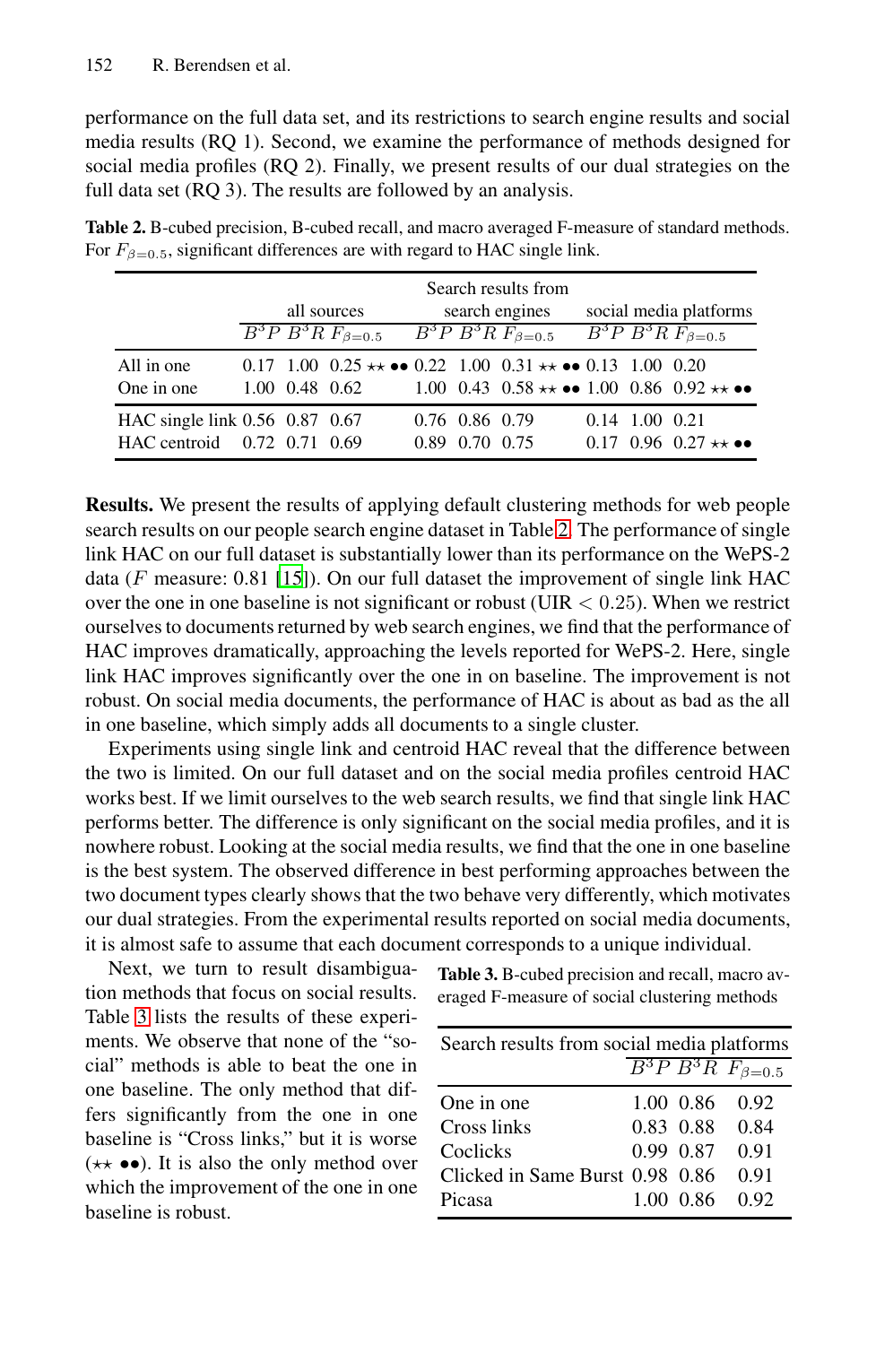performance on the full data set, and its restrictions to search engine results and social media results (RQ 1). Second, we examine the performance of methods designed for social media profiles (RQ 2). Finally, we present results of our dual strategies on the full data set (RQ 3). The results are followed by an analysis.

**Table 2.** B-cubed precision, B-cubed recall, and macro averaged F-measure of standard methods. For $F_{\beta=0.5}$, significant differences are with regard to HAC single link.

| | all sources | | | Search results from search engines | | | social media platforms | | |
|---|---|---|---|---|---|---|---|---|---|
| | $B^3P$ | $B^3R$ | $F_{\beta=0.5}$ | $B^3P$ | $B^3R$ | $F_{\beta=0.5}$ | $B^3P$ | $B^3R$ | $F_{\beta=0.5}$ |
| All in one | 0.17 | 1.00 | 0.25 ⋆⋆ ●● | 0.22 | 1.00 | 0.31 ⋆⋆ ●● | 0.13 | 1.00 | 0.20 |
| One in one | 1.00 | 0.48 | 0.62 | 1.00 | 0.43 | 0.58 ⋆⋆ ●● | 1.00 | 0.86 | 0.92 ⋆⋆ ●● |
| HAC single link | 0.56 | 0.87 | 0.67 | 0.76 | 0.86 | 0.79 | 0.14 | 1.00 | 0.21 |
| HAC centroid | 0.72 | 0.71 | 0.69 | 0.89 | 0.70 | 0.75 | 0.17 | 0.96 | 0.27 ⋆⋆ ●● |

**Results.** We present the results of applying default clustering methods for web people search results on our people search engine dataset in Table 2. The performance of single link HAC on our full dataset is substantially lower than its performance on the WePS-2 data ($F$ measure: 0.81 [15]). On our full dataset the improvement of single link HAC over the one in one baseline is not significant or robust (UIR $< 0.25$). When we restrict ourselves to documents returned by web search engines, we find that the performance of HAC improves dramatically, approaching the levels reported for WePS-2. Here, single link HAC improves significantly over the one in on baseline. The improvement is not robust. On social media documents, the performance of HAC is about as bad as the all in one baseline, which simply adds all documents to a single cluster.

Experiments using single link and centroid HAC reveal that the difference between the two is limited. On our full dataset and on the social media profiles centroid HAC works best. If we limit ourselves to the web search results, we find that single link HAC performs better. The difference is only significant on the social media profiles, and it is nowhere robust. Looking at the social media results, we find that the one in one baseline is the best system. The observed difference in best performing approaches between the two document types clearly shows that the two behave very differently, which motivates our dual strategies. From the experimental results reported on social media documents, it is almost safe to assume that each document corresponds to a unique individual.

Next, we turn to result disambiguation methods that focus on social results. Table 3 lists the results of these experiments. We observe that none of the "social" methods is able to beat the one in one baseline. The only method that differs significantly from the one in one baseline is "Cross links," but it is worse (⋆⋆ ●●). It is also the only method over which the improvement of the one in one baseline is robust.

**Table 3.** B-cubed precision and recall, macro averaged F-measure of social clustering methods

| Search results from social media platforms | | | |
|---|---|---|---|
| | $B^3P$ | $B^3R$ | $F_{\beta=0.5}$ |
| One in one | 1.00 | 0.86 | 0.92 |
| Cross links | 0.83 | 0.88 | 0.84 |
| Coclicks | 0.99 | 0.87 | 0.91 |
| Clicked in Same Burst | 0.98 | 0.86 | 0.91 |
| Picasa | 1.00 | 0.86 | 0.92 |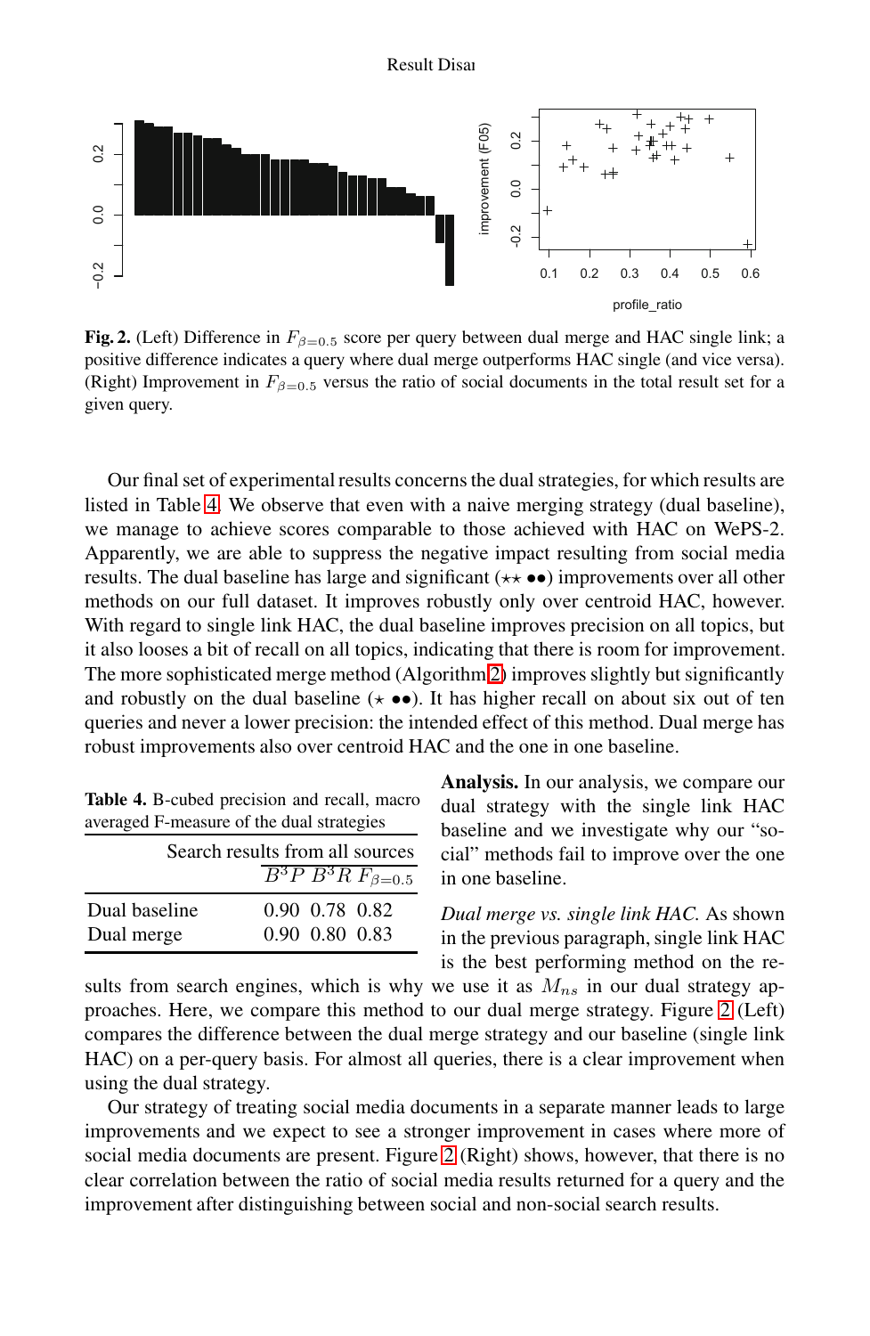**Fig. 2.** (Left) Difference in $F_{\beta=0.5}$ score per query between dual merge and HAC single link; a positive difference indicates a query where dual merge outperforms HAC single (and vice versa). (Right) Improvement in $F_{\beta=0.5}$ versus the ratio of social documents in the total result set for a given query.

Our final set of experimental results concerns the dual strategies, for which results are listed in Table 4. We observe that even with a naive merging strategy (dual baseline), we manage to achieve scores comparable to those achieved with HAC on WePS-2. Apparently, we are able to suppress the negative impact resulting from social media results. The dual baseline has large and significant (⋆⋆ ●●) improvements over all other methods on our full dataset. It improves robustly only over centroid HAC, however. With regard to single link HAC, the dual baseline improves precision on all topics, but it also looses a bit of recall on all topics, indicating that there is room for improvement. The more sophisticated merge method (Algorithm 2) improves slightly but significantly and robustly on the dual baseline (⋆ ●●). It has higher recall on about six out of ten queries and never a lower precision: the intended effect of this method. Dual merge has robust improvements also over centroid HAC and the one in one baseline.

**Table 4.** B-cubed precision and recall, macro averaged F-measure of the dual strategies

| | Search results from all sources | | |
|---|---|---|---|
| | $B^3P$ | $B^3R$ | $F_{\beta=0.5}$ |
| Dual baseline | 0.90 | 0.78 | 0.82 |
| Dual merge | 0.90 | 0.80 | 0.83 |

**Analysis.** In our analysis, we compare our dual strategy with the single link HAC baseline and we investigate why our "social" methods fail to improve over the one in one baseline.

*Dual merge vs. single link HAC.* As shown in the previous paragraph, single link HAC is the best performing method on the results from search engines, which is why we use it as $M_{ns}$ in our dual strategy approaches. Here, we compare this method to our dual merge strategy. Figure 2 (Left) compares the difference between the dual merge strategy and our baseline (single link HAC) on a per-query basis. For almost all queries, there is a clear improvement when using the dual strategy.

Our strategy of treating social media documents in a separate manner leads to large improvements and we expect to see a stronger improvement in cases where more of social media documents are present. Figure 2 (Right) shows, however, that there is no clear correlation between the ratio of social media results returned for a query and the improvement after distinguishing between social and non-social search results.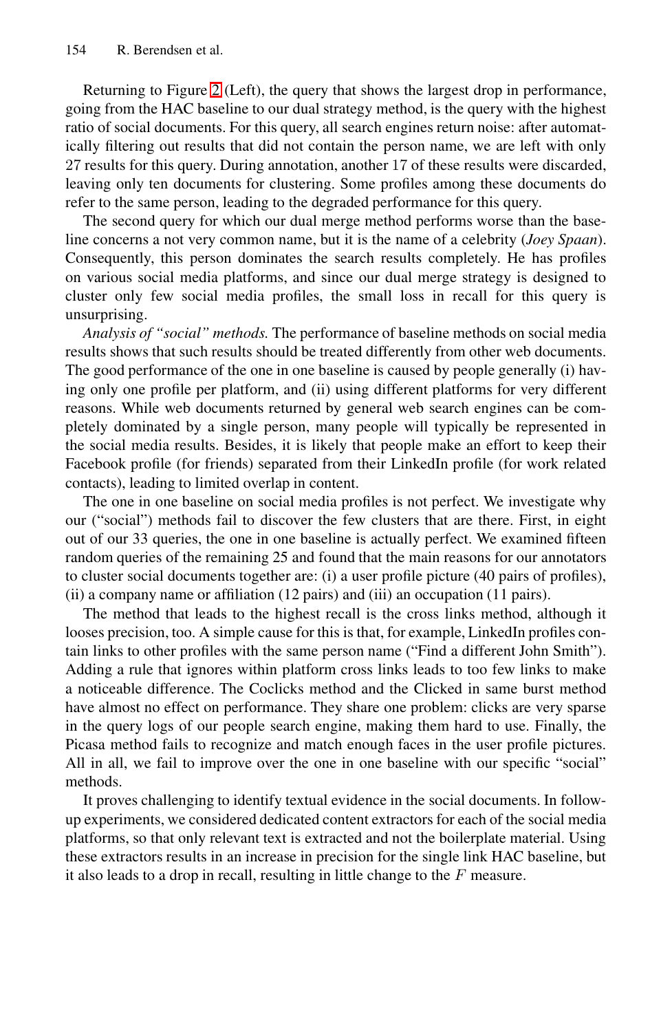Returning to Figure 2 (Left), the query that shows the largest drop in performance, going from the HAC baseline to our dual strategy method, is the query with the highest ratio of social documents. For this query, all search engines return noise: after automatically filtering out results that did not contain the person name, we are left with only 27 results for this query. During annotation, another 17 of these results were discarded, leaving only ten documents for clustering. Some profiles among these documents do refer to the same person, leading to the degraded performance for this query.

The second query for which our dual merge method performs worse than the baseline concerns a not very common name, but it is the name of a celebrity (*Joey Spaan*). Consequently, this person dominates the search results completely. He has profiles on various social media platforms, and since our dual merge strategy is designed to cluster only few social media profiles, the small loss in recall for this query is unsurprising.

*Analysis of "social" methods.* The performance of baseline methods on social media results shows that such results should be treated differently from other web documents. The good performance of the one in one baseline is caused by people generally (i) having only one profile per platform, and (ii) using different platforms for very different reasons. While web documents returned by general web search engines can be completely dominated by a single person, many people will typically be represented in the social media results. Besides, it is likely that people make an effort to keep their Facebook profile (for friends) separated from their LinkedIn profile (for work related contacts), leading to limited overlap in content.

The one in one baseline on social media profiles is not perfect. We investigate why our ("social") methods fail to discover the few clusters that are there. First, in eight out of our 33 queries, the one in one baseline is actually perfect. We examined fifteen random queries of the remaining 25 and found that the main reasons for our annotators to cluster social documents together are: (i) a user profile picture (40 pairs of profiles), (ii) a company name or affiliation (12 pairs) and (iii) an occupation (11 pairs).

The method that leads to the highest recall is the cross links method, although it looses precision, too. A simple cause for this is that, for example, LinkedIn profiles contain links to other profiles with the same person name ("Find a different John Smith"). Adding a rule that ignores within platform cross links leads to too few links to make a noticeable difference. The Coclicks method and the Clicked in same burst method have almost no effect on performance. They share one problem: clicks are very sparse in the query logs of our people search engine, making them hard to use. Finally, the Picasa method fails to recognize and match enough faces in the user profile pictures. All in all, we fail to improve over the one in one baseline with our specific "social" methods.

It proves challenging to identify textual evidence in the social documents. In follow-up experiments, we considered dedicated content extractors for each of the social media platforms, so that only relevant text is extracted and not the boilerplate material. Using these extractors results in an increase in precision for the single link HAC baseline, but it also leads to a drop in recall, resulting in little change to the $F$ measure.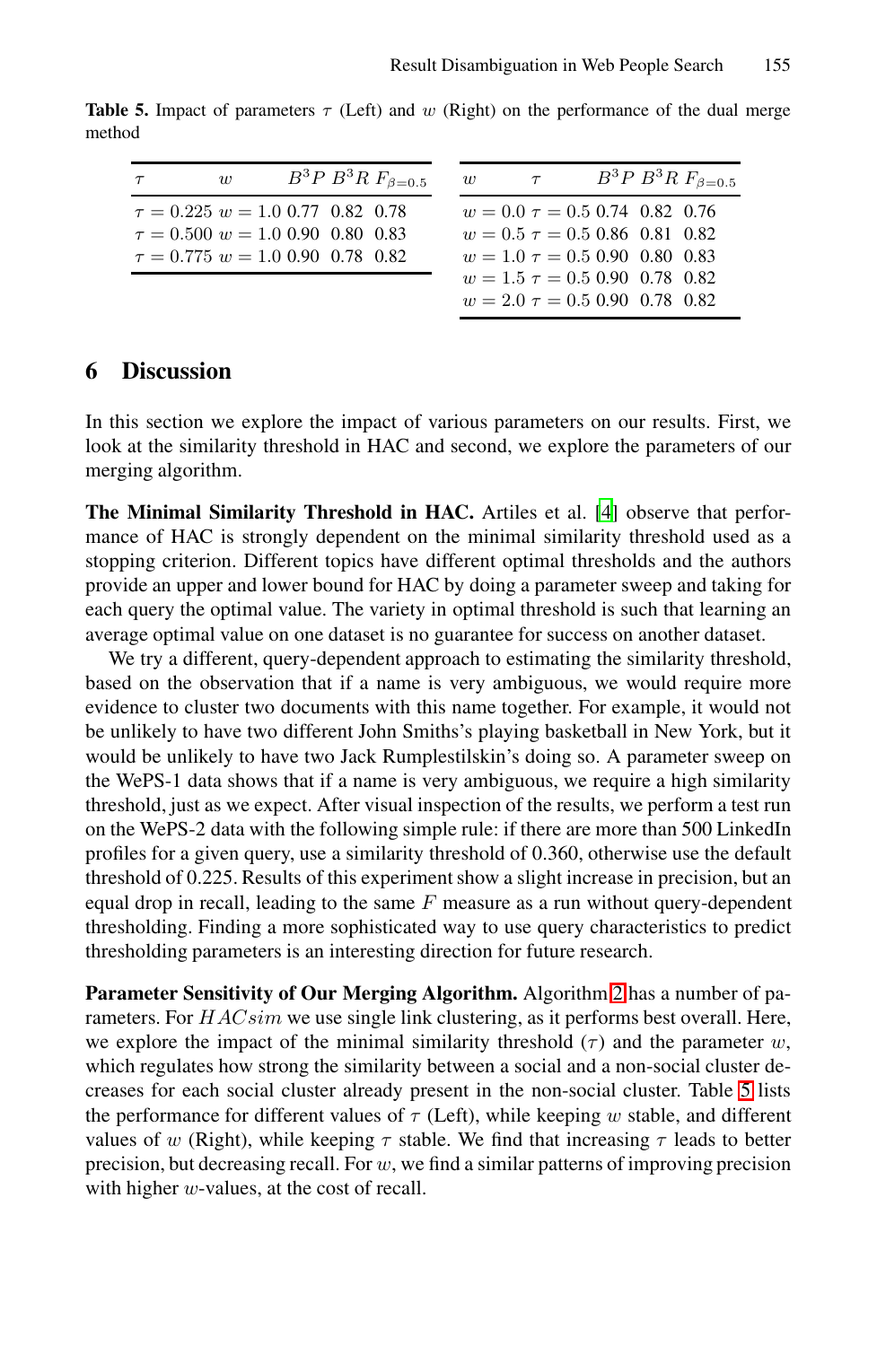**Table 5.** Impact of parameters $\tau$ (Left) and $w$ (Right) on the performance of the dual merge method

| $\tau$ | $w$ | $B^3P$ | $B^3R$ | $F_{\beta=0.5}$ |
|---|---|---|---|---|
| $\tau = 0.225$ | $w = 1.0$ | 0.77 | 0.82 | 0.78 |
| $\tau = 0.500$ | $w = 1.0$ | 0.90 | 0.80 | 0.83 |
| $\tau = 0.775$ | $w = 1.0$ | 0.90 | 0.78 | 0.82 |

| $w$ | $\tau$ | $B^3P$ | $B^3R$ | $F_{\beta=0.5}$ |
|---|---|---|---|---|
| $w = 0.0$ | $\tau = 0.5$ | 0.74 | 0.82 | 0.76 |
| $w = 0.5$ | $\tau = 0.5$ | 0.86 | 0.81 | 0.82 |
| $w = 1.0$ | $\tau = 0.5$ | 0.90 | 0.80 | 0.83 |
| $w = 1.5$ | $\tau = 0.5$ | 0.90 | 0.78 | 0.82 |
| $w = 2.0$ | $\tau = 0.5$ | 0.90 | 0.78 | 0.82 |

## 6 Discussion

In this section we explore the impact of various parameters on our results. First, we look at the similarity threshold in HAC and second, we explore the parameters of our merging algorithm.

**The Minimal Similarity Threshold in HAC.** Artiles et al. [4] observe that performance of HAC is strongly dependent on the minimal similarity threshold used as a stopping criterion. Different topics have different optimal thresholds and the authors provide an upper and lower bound for HAC by doing a parameter sweep and taking for each query the optimal value. The variety in optimal threshold is such that learning an average optimal value on one dataset is no guarantee for success on another dataset.

We try a different, query-dependent approach to estimating the similarity threshold, based on the observation that if a name is very ambiguous, we would require more evidence to cluster two documents with this name together. For example, it would not be unlikely to have two different John Smiths's playing basketball in New York, but it would be unlikely to have two Jack Rumplestilskin's doing so. A parameter sweep on the WePS-1 data shows that if a name is very ambiguous, we require a high similarity threshold, just as we expect. After visual inspection of the results, we perform a test run on the WePS-2 data with the following simple rule: if there are more than 500 LinkedIn profiles for a given query, use a similarity threshold of 0.360, otherwise use the default threshold of 0.225. Results of this experiment show a slight increase in precision, but an equal drop in recall, leading to the same $F$ measure as a run without query-dependent thresholding. Finding a more sophisticated way to use query characteristics to predict thresholding parameters is an interesting direction for future research.

**Parameter Sensitivity of Our Merging Algorithm.** Algorithm 2 has a number of parameters. For $HACsim$ we use single link clustering, as it performs best overall. Here, we explore the impact of the minimal similarity threshold ($\tau$) and the parameter $w$, which regulates how strong the similarity between a social and a non-social cluster decreases for each social cluster already present in the non-social cluster. Table 5 lists the performance for different values of $\tau$ (Left), while keeping $w$ stable, and different values of $w$ (Right), while keeping $\tau$ stable. We find that increasing $\tau$ leads to better precision, but decreasing recall. For $w$, we find a similar patterns of improving precision with higher $w$-values, at the cost of recall.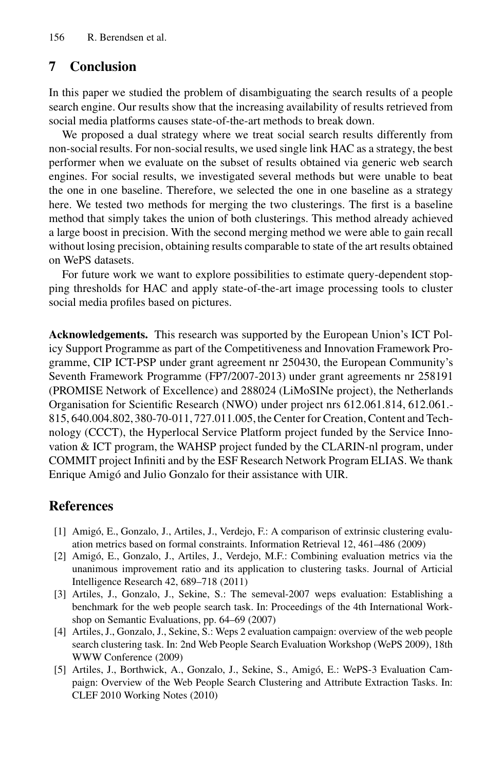## 7 Conclusion

In this paper we studied the problem of disambiguating the search results of a people search engine. Our results show that the increasing availability of results retrieved from social media platforms causes state-of-the-art methods to break down.

We proposed a dual strategy where we treat social search results differently from non-social results. For non-social results, we used single link HAC as a strategy, the best performer when we evaluate on the subset of results obtained via generic web search engines. For social results, we investigated several methods but were unable to beat the one in one baseline. Therefore, we selected the one in one baseline as a strategy here. We tested two methods for merging the two clusterings. The first is a baseline method that simply takes the union of both clusterings. This method already achieved a large boost in precision. With the second merging method we were able to gain recall without losing precision, obtaining results comparable to state of the art results obtained on WePS datasets.

For future work we want to explore possibilities to estimate query-dependent stopping thresholds for HAC and apply state-of-the-art image processing tools to cluster social media profiles based on pictures.

**Acknowledgements.** This research was supported by the European Union's ICT Policy Support Programme as part of the Competitiveness and Innovation Framework Programme, CIP ICT-PSP under grant agreement nr 250430, the European Community's Seventh Framework Programme (FP7/2007-2013) under grant agreements nr 258191 (PROMISE Network of Excellence) and 288024 (LiMoSINe project), the Netherlands Organisation for Scientific Research (NWO) under project nrs 612.061.814, 612.061.-815, 640.004.802, 380-70-011, 727.011.005, the Center for Creation, Content and Technology (CCCT), the Hyperlocal Service Platform project funded by the Service Innovation & ICT program, the WAHSP project funded by the CLARIN-nl program, under COMMIT project Infiniti and by the ESF Research Network Program ELIAS. We thank Enrique Amigó and Julio Gonzalo for their assistance with UIR.

## References

[1] Amigó, E., Gonzalo, J., Artiles, J., Verdejo, F.: A comparison of extrinsic clustering evaluation metrics based on formal constraints. Information Retrieval 12, 461–486 (2009)

[2] Amigó, E., Gonzalo, J., Artiles, J., Verdejo, M.F.: Combining evaluation metrics via the unanimous improvement ratio and its application to clustering tasks. Journal of Articial Intelligence Research 42, 689–718 (2011)

[3] Artiles, J., Gonzalo, J., Sekine, S.: The semeval-2007 weps evaluation: Establishing a benchmark for the web people search task. In: Proceedings of the 4th International Workshop on Semantic Evaluations, pp. 64–69 (2007)

[4] Artiles, J., Gonzalo, J., Sekine, S.: Weps 2 evaluation campaign: overview of the web people search clustering task. In: 2nd Web People Search Evaluation Workshop (WePS 2009), 18th WWW Conference (2009)

[5] Artiles, J., Borthwick, A., Gonzalo, J., Sekine, S., Amigó, E.: WePS-3 Evaluation Campaign: Overview of the Web People Search Clustering and Attribute Extraction Tasks. In: CLEF 2010 Working Notes (2010)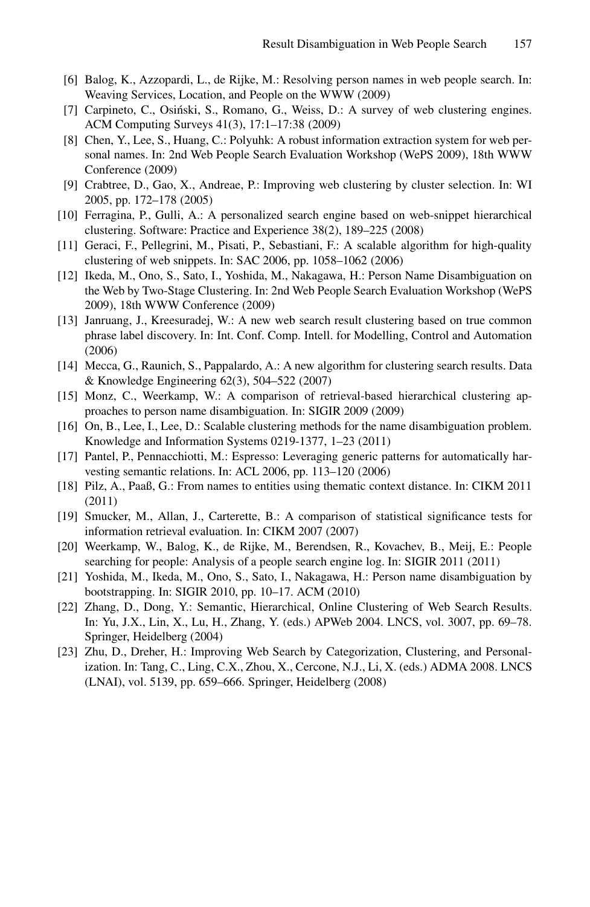[6] Balog, K., Azzopardi, L., de Rijke, M.: Resolving person names in web people search. In: Weaving Services, Location, and People on the WWW (2009)

[7] Carpineto, C., Osiński, S., Romano, G., Weiss, D.: A survey of web clustering engines. ACM Computing Surveys 41(3), 17:1–17:38 (2009)

[8] Chen, Y., Lee, S., Huang, C.: Polyuhk: A robust information extraction system for web personal names. In: 2nd Web People Search Evaluation Workshop (WePS 2009), 18th WWW Conference (2009)

[9] Crabtree, D., Gao, X., Andreae, P.: Improving web clustering by cluster selection. In: WI 2005, pp. 172–178 (2005)

[10] Ferragina, P., Gulli, A.: A personalized search engine based on web-snippet hierarchical clustering. Software: Practice and Experience 38(2), 189–225 (2008)

[11] Geraci, F., Pellegrini, M., Pisati, P., Sebastiani, F.: A scalable algorithm for high-quality clustering of web snippets. In: SAC 2006, pp. 1058–1062 (2006)

[12] Ikeda, M., Ono, S., Sato, I., Yoshida, M., Nakagawa, H.: Person Name Disambiguation on the Web by Two-Stage Clustering. In: 2nd Web People Search Evaluation Workshop (WePS 2009), 18th WWW Conference (2009)

[13] Janruang, J., Kreesuradej, W.: A new web search result clustering based on true common phrase label discovery. In: Int. Conf. Comp. Intell. for Modelling, Control and Automation (2006)

[14] Mecca, G., Raunich, S., Pappalardo, A.: A new algorithm for clustering search results. Data & Knowledge Engineering 62(3), 504–522 (2007)

[15] Monz, C., Weerkamp, W.: A comparison of retrieval-based hierarchical clustering approaches to person name disambiguation. In: SIGIR 2009 (2009)

[16] On, B., Lee, I., Lee, D.: Scalable clustering methods for the name disambiguation problem. Knowledge and Information Systems 0219-1377, 1–23 (2011)

[17] Pantel, P., Pennacchiotti, M.: Espresso: Leveraging generic patterns for automatically harvesting semantic relations. In: ACL 2006, pp. 113–120 (2006)

[18] Pilz, A., Paaß, G.: From names to entities using thematic context distance. In: CIKM 2011 (2011)

[19] Smucker, M., Allan, J., Carterette, B.: A comparison of statistical significance tests for information retrieval evaluation. In: CIKM 2007 (2007)

[20] Weerkamp, W., Balog, K., de Rijke, M., Berendsen, R., Kovachev, B., Meij, E.: People searching for people: Analysis of a people search engine log. In: SIGIR 2011 (2011)

[21] Yoshida, M., Ikeda, M., Ono, S., Sato, I., Nakagawa, H.: Person name disambiguation by bootstrapping. In: SIGIR 2010, pp. 10–17. ACM (2010)

[22] Zhang, D., Dong, Y.: Semantic, Hierarchical, Online Clustering of Web Search Results. In: Yu, J.X., Lin, X., Lu, H., Zhang, Y. (eds.) APWeb 2004. LNCS, vol. 3007, pp. 69–78. Springer, Heidelberg (2004)

[23] Zhu, D., Dreher, H.: Improving Web Search by Categorization, Clustering, and Personalization. In: Tang, C., Ling, C.X., Zhou, X., Cercone, N.J., Li, X. (eds.) ADMA 2008. LNCS (LNAI), vol. 5139, pp. 659–666. Springer, Heidelberg (2008)